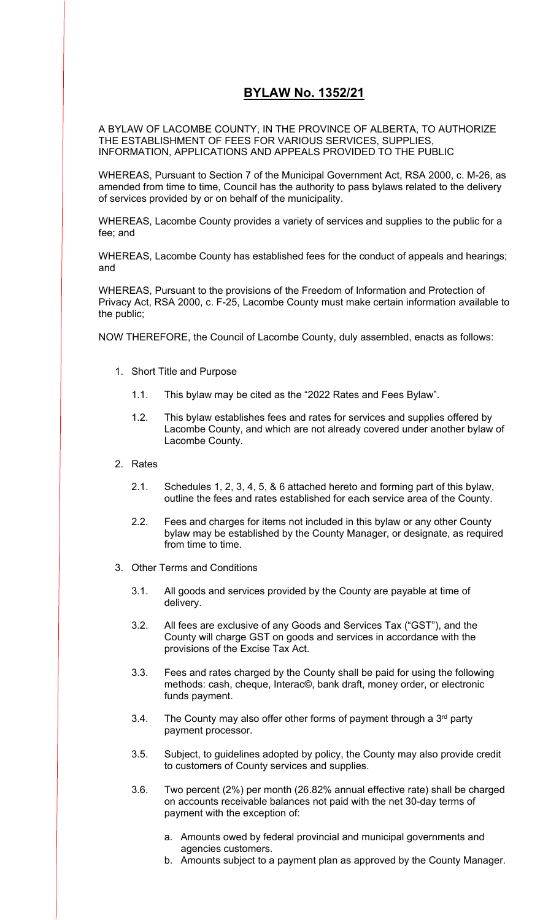# **BYLAW No. 1352/21**

A BYLAW OF LACOMBE COUNTY, IN THE PROVINCE OF ALBERTA, TO AUTHORIZE THE ESTABLISHMENT OF FEES FOR VARIOUS SERVICES, SUPPLIES, INFORMATION, APPLICATIONS AND APPEALS PROVIDED TO THE PUBLIC

WHEREAS, Pursuant to Section 7 of the Municipal Government Act, RSA 2000, c. M-26, as amended from time to time, Council has the authority to pass bylaws related to the delivery of services provided by or on behalf of the municipality.

WHEREAS, Lacombe County provides a variety of services and supplies to the public for a fee; and

WHEREAS, Lacombe County has established fees for the conduct of appeals and hearings; and

WHEREAS, Pursuant to the provisions of the Freedom of Information and Protection of Privacy Act, RSA 2000, c. F-25, Lacombe County must make certain information available to the public;

NOW THEREFORE, the Council of Lacombe County, duly assembled, enacts as follows:

1. Short Title and Purpose

   1.1. This bylaw may be cited as the "2022 Rates and Fees Bylaw".

   1.2. This bylaw establishes fees and rates for services and supplies offered by Lacombe County, and which are not already covered under another bylaw of Lacombe County.

2. Rates

   2.1. Schedules 1, 2, 3, 4, 5, & 6 attached hereto and forming part of this bylaw, outline the fees and rates established for each service area of the County.

   2.2. Fees and charges for items not included in this bylaw or any other County bylaw may be established by the County Manager, or designate, as required from time to time.

3. Other Terms and Conditions

   3.1. All goods and services provided by the County are payable at time of delivery.

   3.2. All fees are exclusive of any Goods and Services Tax ("GST"), and the County will charge GST on goods and services in accordance with the provisions of the Excise Tax Act.

   3.3. Fees and rates charged by the County shall be paid for using the following methods: cash, cheque, Interac©, bank draft, money order, or electronic funds payment.

   3.4. The County may also offer other forms of payment through a 3rd party payment processor.

   3.5. Subject, to guidelines adopted by policy, the County may also provide credit to customers of County services and supplies.

   3.6. Two percent (2%) per month (26.82% annual effective rate) shall be charged on accounts receivable balances not paid with the net 30-day terms of payment with the exception of:

      a. Amounts owed by federal provincial and municipal governments and agencies customers.
      b. Amounts subject to a payment plan as approved by the County Manager.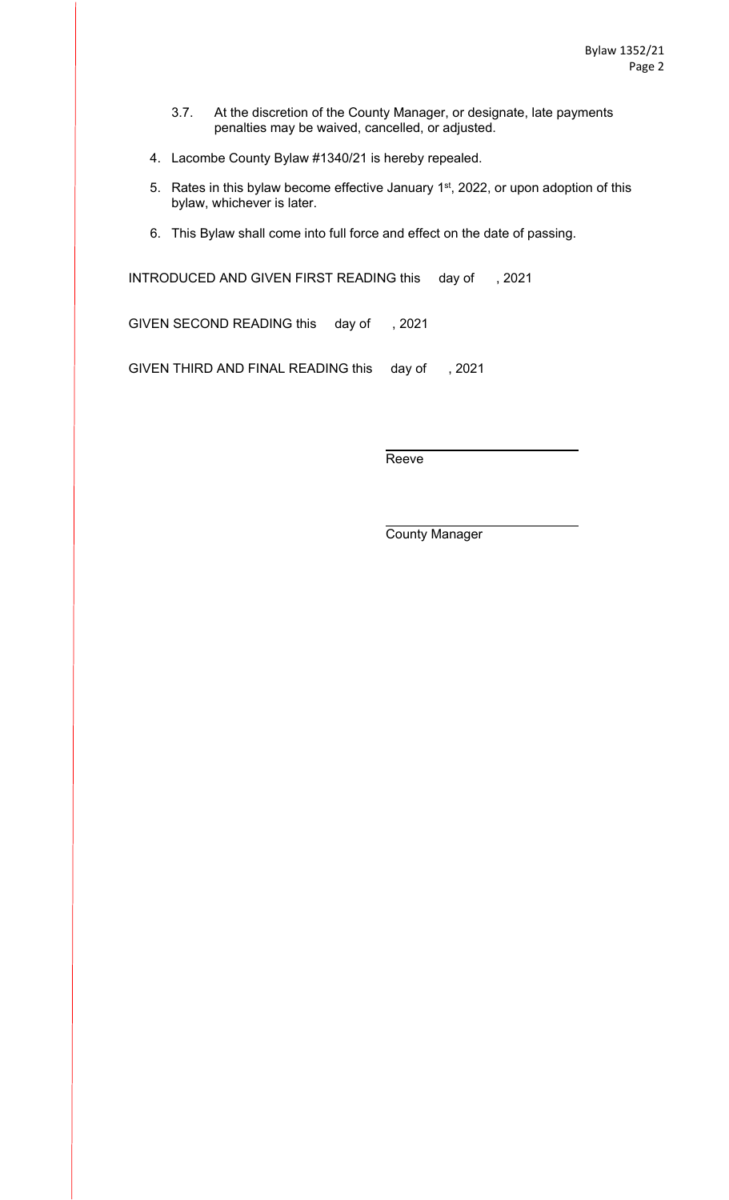3.7. At the discretion of the County Manager, or designate, late payments penalties may be waived, cancelled, or adjusted.

4. Lacombe County Bylaw #1340/21 is hereby repealed.

5. Rates in this bylaw become effective January 1st, 2022, or upon adoption of this bylaw, whichever is later.

6. This Bylaw shall come into full force and effect on the date of passing.

INTRODUCED AND GIVEN FIRST READING this day of , 2021

GIVEN SECOND READING this day of , 2021

GIVEN THIRD AND FINAL READING this day of , 2021

______________________________
Reeve

______________________________
County Manager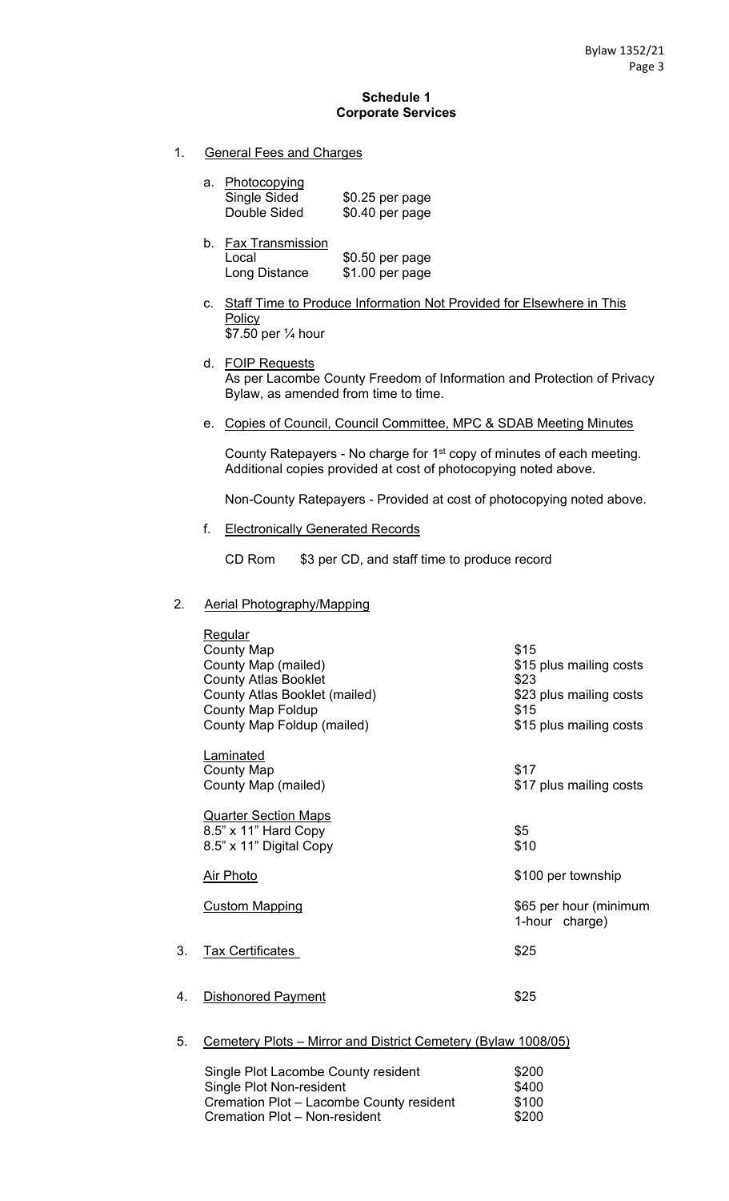## Schedule 1
## Corporate Services

1. General Fees and Charges

   a. Photocopying

   | | |
   |---|---|
   | Single Sided | \$0.25 per page |
   | Double Sided | \$0.40 per page |

   b. Fax Transmission

   | | |
   |---|---|
   | Local | \$0.50 per page |
   | Long Distance | \$1.00 per page |

   c. Staff Time to Produce Information Not Provided for Elsewhere in This Policy
   \$7.50 per ¼ hour

   d. FOIP Requests
   As per Lacombe County Freedom of Information and Protection of Privacy Bylaw, as amended from time to time.

   e. Copies of Council, Council Committee, MPC & SDAB Meeting Minutes

   County Ratepayers - No charge for 1st copy of minutes of each meeting. Additional copies provided at cost of photocopying noted above.

   Non-County Ratepayers - Provided at cost of photocopying noted above.

   f. Electronically Generated Records

   CD Rom \$3 per CD, and staff time to produce record

2. Aerial Photography/Mapping

| | |
|---|---|
| **Regular** | |
| County Map | \$15 |
| County Map (mailed) | \$15 plus mailing costs |
| County Atlas Booklet | \$23 |
| County Atlas Booklet (mailed) | \$23 plus mailing costs |
| County Map Foldup | \$15 |
| County Map Foldup (mailed) | \$15 plus mailing costs |
| **Laminated** | |
| County Map | \$17 |
| County Map (mailed) | \$17 plus mailing costs |
| **Quarter Section Maps** | |
| 8.5" x 11" Hard Copy | \$5 |
| 8.5" x 11" Digital Copy | \$10 |
| **Air Photo** | \$100 per township |
| **Custom Mapping** | \$65 per hour (minimum 1-hour charge) |

3. Tax Certificates — \$25

4. Dishonored Payment — \$25

5. Cemetery Plots – Mirror and District Cemetery (Bylaw 1008/05)

| | |
|---|---|
| Single Plot Lacombe County resident | \$200 |
| Single Plot Non-resident | \$400 |
| Cremation Plot – Lacombe County resident | \$100 |
| Cremation Plot – Non-resident | \$200 |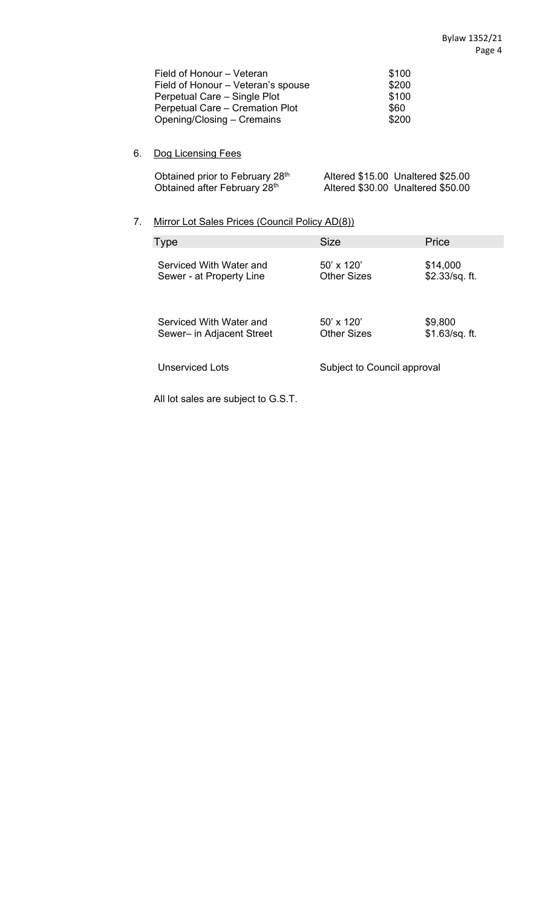| | |
|---|---|
| Field of Honour – Veteran | \$100 |
| Field of Honour – Veteran's spouse | \$200 |
| Perpetual Care – Single Plot | \$100 |
| Perpetual Care – Cremation Plot | \$60 |
| Opening/Closing – Cremains | \$200 |

6. <u>Dog Licensing Fees</u>

| | |
|---|---|
| Obtained prior to February 28th | Altered \$15.00 Unaltered \$25.00 |
| Obtained after February 28th | Altered \$30.00 Unaltered \$50.00 |

7. <u>Mirror Lot Sales Prices (Council Policy AD(8))</u>

| Type | Size | Price |
|---|---|---|
| Serviced With Water and Sewer - at Property Line | 50' x 120'<br>Other Sizes | \$14,000<br>\$2.33/sq. ft. |
| Serviced With Water and Sewer– in Adjacent Street | 50' x 120'<br>Other Sizes | \$9,800<br>\$1.63/sq. ft. |
| Unserviced Lots | Subject to Council approval | |

All lot sales are subject to G.S.T.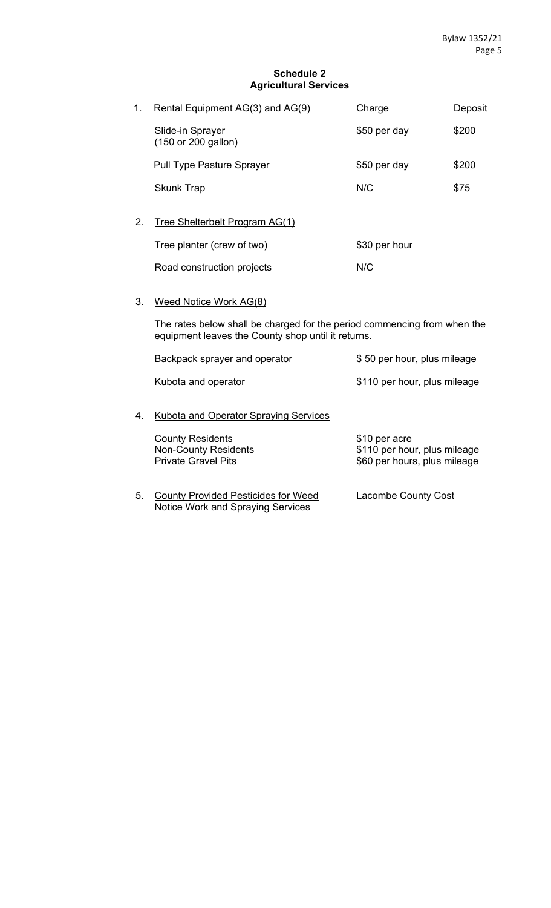## Schedule 2
## Agricultural Services

1. Rental Equipment AG(3) and AG(9)

| Item | Charge | Deposit |
|---|---|---|
| Slide-in Sprayer (150 or 200 gallon) | $50 per day | $200 |
| Pull Type Pasture Sprayer | $50 per day | $200 |
| Skunk Trap | N/C | $75 |

2. Tree Shelterbelt Program AG(1)

| Item | Charge |
|---|---|
| Tree planter (crew of two) | $30 per hour |
| Road construction projects | N/C |

3. Weed Notice Work AG(8)

The rates below shall be charged for the period commencing from when the equipment leaves the County shop until it returns.

| Item | Charge |
|---|---|
| Backpack sprayer and operator | $ 50 per hour, plus mileage |
| Kubota and operator | $110 per hour, plus mileage |

4. Kubota and Operator Spraying Services

| Item | Charge |
|---|---|
| County Residents | $10 per acre |
| Non-County Residents | $110 per hour, plus mileage |
| Private Gravel Pits | $60 per hours, plus mileage |

5. County Provided Pesticides for Weed Notice Work and Spraying Services — Lacombe County Cost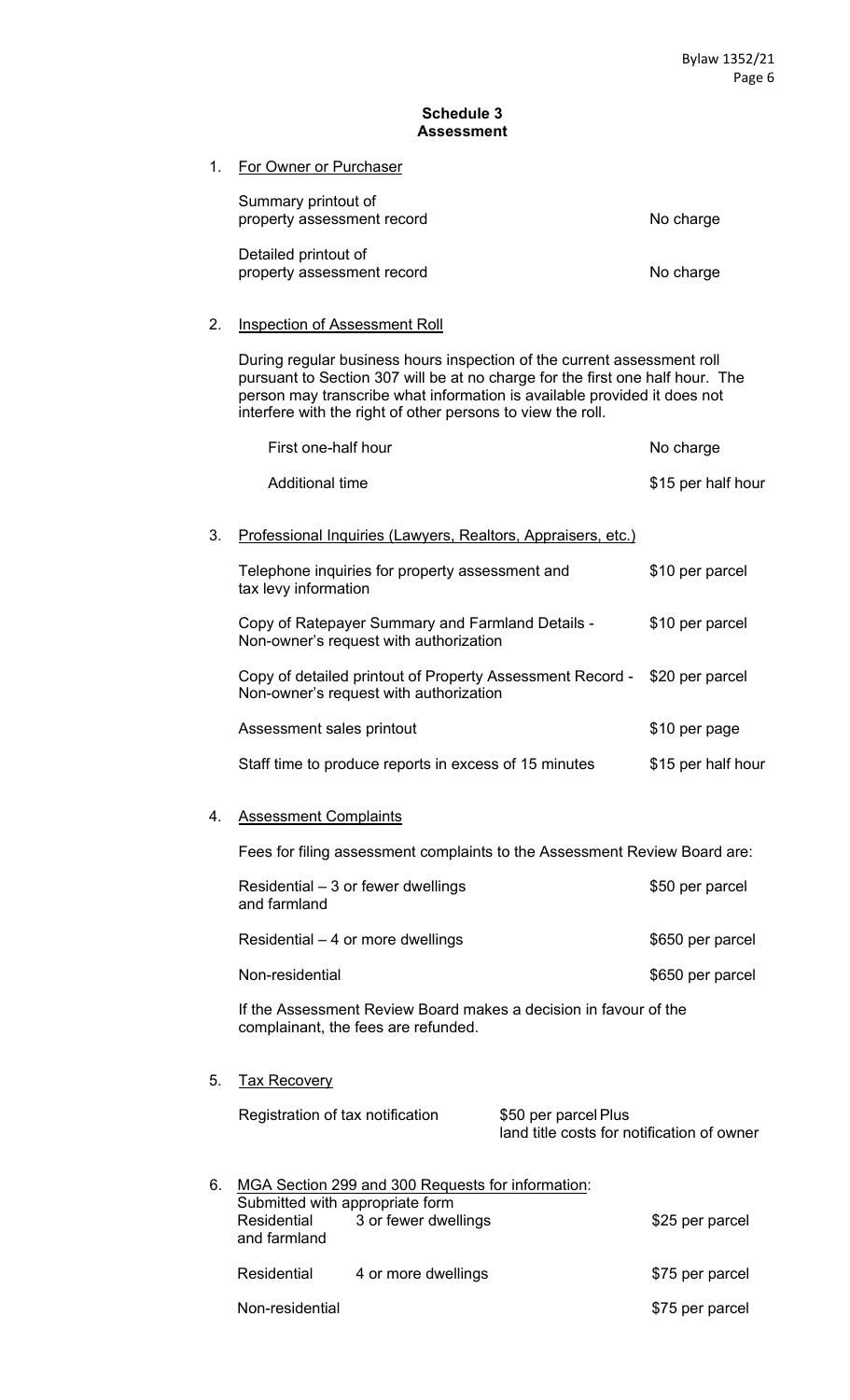## Schedule 3
## Assessment

1. For Owner or Purchaser

| | |
|---|---|
| Summary printout of property assessment record | No charge |
| Detailed printout of property assessment record | No charge |

2. Inspection of Assessment Roll

During regular business hours inspection of the current assessment roll pursuant to Section 307 will be at no charge for the first one half hour. The person may transcribe what information is available provided it does not interfere with the right of other persons to view the roll.

| | |
|---|---|
| First one-half hour | No charge |
| Additional time | $15 per half hour |

3. Professional Inquiries (Lawyers, Realtors, Appraisers, etc.)

| | |
|---|---|
| Telephone inquiries for property assessment and tax levy information | $10 per parcel |
| Copy of Ratepayer Summary and Farmland Details - Non-owner's request with authorization | $10 per parcel |
| Copy of detailed printout of Property Assessment Record - Non-owner's request with authorization | $20 per parcel |
| Assessment sales printout | $10 per page |
| Staff time to produce reports in excess of 15 minutes | $15 per half hour |

4. Assessment Complaints

Fees for filing assessment complaints to the Assessment Review Board are:

| | |
|---|---|
| Residential – 3 or fewer dwellings and farmland | $50 per parcel |
| Residential – 4 or more dwellings | $650 per parcel |
| Non-residential | $650 per parcel |

If the Assessment Review Board makes a decision in favour of the complainant, the fees are refunded.

5. Tax Recovery

| | |
|---|---|
| Registration of tax notification | $50 per parcel Plus land title costs for notification of owner |

6. MGA Section 299 and 300 Requests for information:
Submitted with appropriate form

| | | |
|---|---|---|
| Residential and farmland | 3 or fewer dwellings | $25 per parcel |
| Residential | 4 or more dwellings | $75 per parcel |
| Non-residential | | $75 per parcel |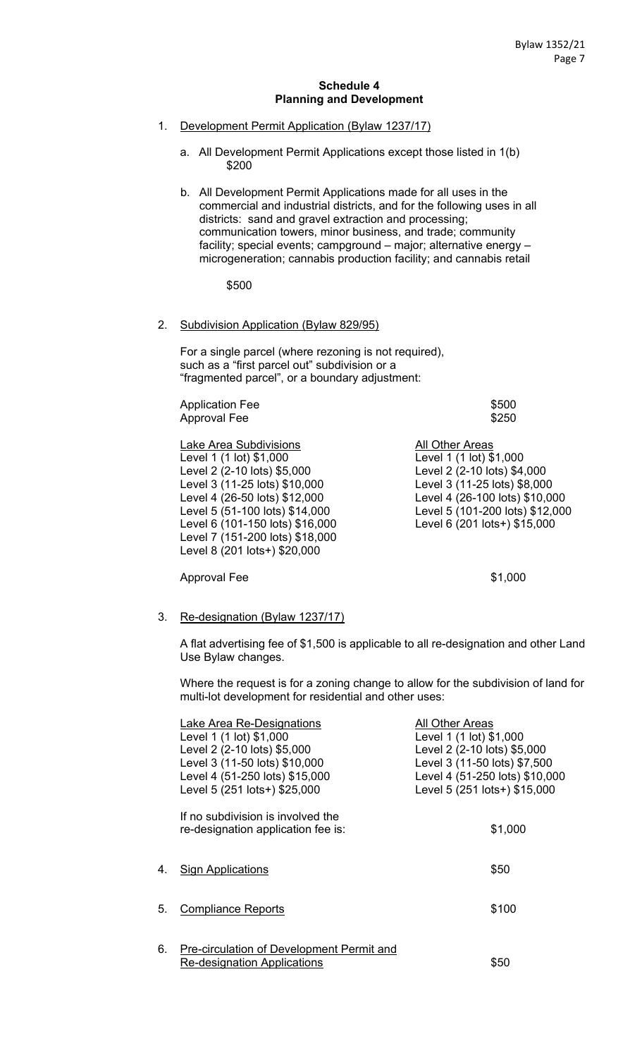## Schedule 4
## Planning and Development

1. Development Permit Application (Bylaw 1237/17)

   a. All Development Permit Applications except those listed in 1(b)
      $200

   b. All Development Permit Applications made for all uses in the commercial and industrial districts, and for the following uses in all districts: sand and gravel extraction and processing; communication towers, minor business, and trade; community facility; special events; campground – major; alternative energy – microgeneration; cannabis production facility; and cannabis retail

      $500

2. Subdivision Application (Bylaw 829/95)

   For a single parcel (where rezoning is not required), such as a "first parcel out" subdivision or a "fragmented parcel", or a boundary adjustment:

   | | |
   |---|---|
   | Application Fee | $500 |
   | Approval Fee | $250 |

   | Lake Area Subdivisions | All Other Areas |
   |---|---|
   | Level 1 (1 lot) $1,000 | Level 1 (1 lot) $1,000 |
   | Level 2 (2-10 lots) $5,000 | Level 2 (2-10 lots) $4,000 |
   | Level 3 (11-25 lots) $10,000 | Level 3 (11-25 lots) $8,000 |
   | Level 4 (26-50 lots) $12,000 | Level 4 (26-100 lots) $10,000 |
   | Level 5 (51-100 lots) $14,000 | Level 5 (101-200 lots) $12,000 |
   | Level 6 (101-150 lots) $16,000 | Level 6 (201 lots+) $15,000 |
   | Level 7 (151-200 lots) $18,000 | |
   | Level 8 (201 lots+) $20,000 | |

   Approval Fee $1,000

3. Re-designation (Bylaw 1237/17)

   A flat advertising fee of $1,500 is applicable to all re-designation and other Land Use Bylaw changes.

   Where the request is for a zoning change to allow for the subdivision of land for multi-lot development for residential and other uses:

   | Lake Area Re-Designations | All Other Areas |
   |---|---|
   | Level 1 (1 lot) $1,000 | Level 1 (1 lot) $1,000 |
   | Level 2 (2-10 lots) $5,000 | Level 2 (2-10 lots) $5,000 |
   | Level 3 (11-50 lots) $10,000 | Level 3 (11-50 lots) $7,500 |
   | Level 4 (51-250 lots) $15,000 | Level 4 (51-250 lots) $10,000 |
   | Level 5 (251 lots+) $25,000 | Level 5 (251 lots+) $15,000 |

   If no subdivision is involved the re-designation application fee is: $1,000

4. Sign Applications $50

5. Compliance Reports $100

6. Pre-circulation of Development Permit and Re-designation Applications $50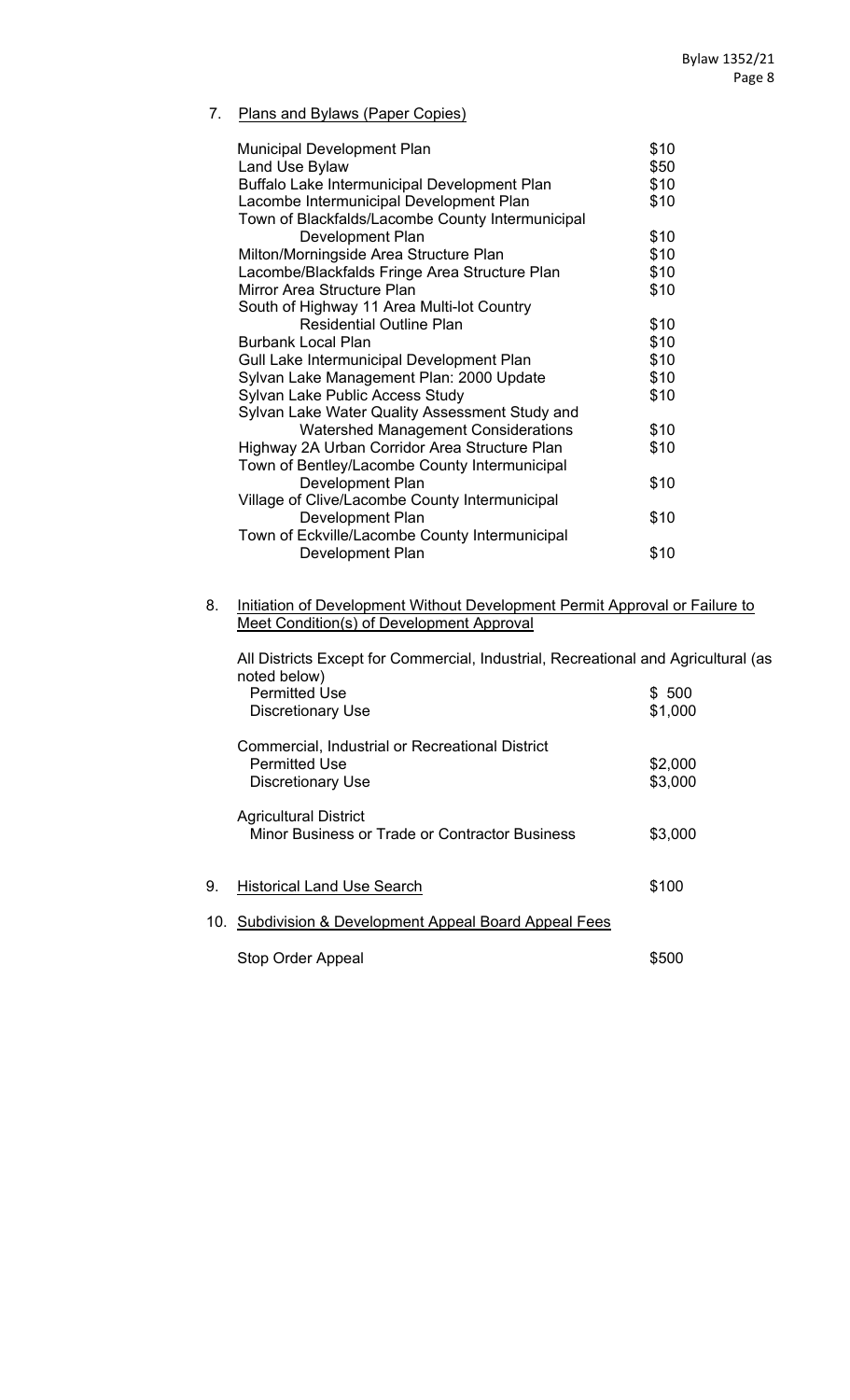7. <u>Plans and Bylaws (Paper Copies)</u>

| | |
|---|---|
| Municipal Development Plan | $10 |
| Land Use Bylaw | $50 |
| Buffalo Lake Intermunicipal Development Plan | $10 |
| Lacombe Intermunicipal Development Plan | $10 |
| Town of Blackfalds/Lacombe County Intermunicipal Development Plan | $10 |
| Milton/Morningside Area Structure Plan | $10 |
| Lacombe/Blackfalds Fringe Area Structure Plan | $10 |
| Mirror Area Structure Plan | $10 |
| South of Highway 11 Area Multi-lot Country Residential Outline Plan | $10 |
| Burbank Local Plan | $10 |
| Gull Lake Intermunicipal Development Plan | $10 |
| Sylvan Lake Management Plan: 2000 Update | $10 |
| Sylvan Lake Public Access Study | $10 |
| Sylvan Lake Water Quality Assessment Study and Watershed Management Considerations | $10 |
| Highway 2A Urban Corridor Area Structure Plan | $10 |
| Town of Bentley/Lacombe County Intermunicipal Development Plan | $10 |
| Village of Clive/Lacombe County Intermunicipal Development Plan | $10 |
| Town of Eckville/Lacombe County Intermunicipal Development Plan | $10 |

8. <u>Initiation of Development Without Development Permit Approval or Failure to Meet Condition(s) of Development Approval</u>

All Districts Except for Commercial, Industrial, Recreational and Agricultural (as noted below)

| | |
|---|---|
| Permitted Use | $ 500 |
| Discretionary Use | $1,000 |

Commercial, Industrial or Recreational District

| | |
|---|---|
| Permitted Use | $2,000 |
| Discretionary Use | $3,000 |

Agricultural District

| | |
|---|---|
| Minor Business or Trade or Contractor Business | $3,000 |

9. <u>Historical Land Use Search</u> — $100

10. <u>Subdivision & Development Appeal Board Appeal Fees</u>

| | |
|---|---|
| Stop Order Appeal | $500 |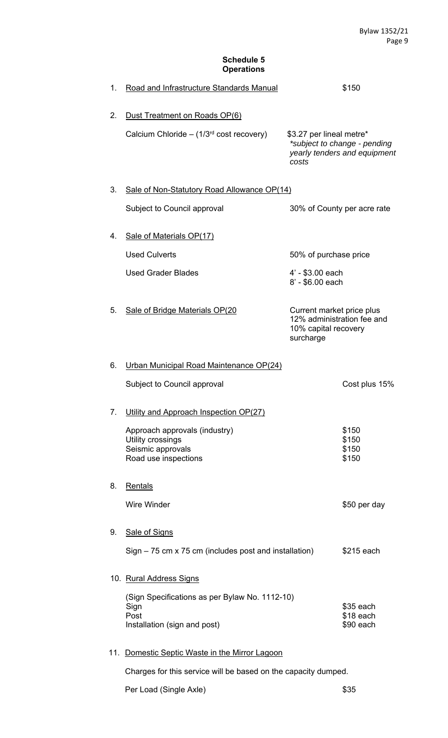## Schedule 5
## Operations

1. Road and Infrastructure Standards Manual — $150

2. Dust Treatment on Roads OP(6)

   | | |
   |---|---|
   | Calcium Chloride – (1/3rd cost recovery) | $3.27 per lineal metre* *\*subject to change - pending yearly tenders and equipment costs* |

3. Sale of Non-Statutory Road Allowance OP(14)

   | | |
   |---|---|
   | Subject to Council approval | 30% of County per acre rate |

4. Sale of Materials OP(17)

   | | |
   |---|---|
   | Used Culverts | 50% of purchase price |
   | Used Grader Blades | 4' - $3.00 each<br>8' - $6.00 each |

5. Sale of Bridge Materials OP(20 — Current market price plus 12% administration fee and 10% capital recovery surcharge

6. Urban Municipal Road Maintenance OP(24)

   | | |
   |---|---|
   | Subject to Council approval | Cost plus 15% |

7. Utility and Approach Inspection OP(27)

   | | |
   |---|---|
   | Approach approvals (industry) | $150 |
   | Utility crossings | $150 |
   | Seismic approvals | $150 |
   | Road use inspections | $150 |

8. Rentals

   | | |
   |---|---|
   | Wire Winder | $50 per day |

9. Sale of Signs

   | | |
   |---|---|
   | Sign – 75 cm x 75 cm (includes post and installation) | $215 each |

10. Rural Address Signs

    (Sign Specifications as per Bylaw No. 1112-10)

    | | |
    |---|---|
    | Sign | $35 each |
    | Post | $18 each |
    | Installation (sign and post) | $90 each |

11. Domestic Septic Waste in the Mirror Lagoon

    Charges for this service will be based on the capacity dumped.

    | | |
    |---|---|
    | Per Load (Single Axle) | $35 |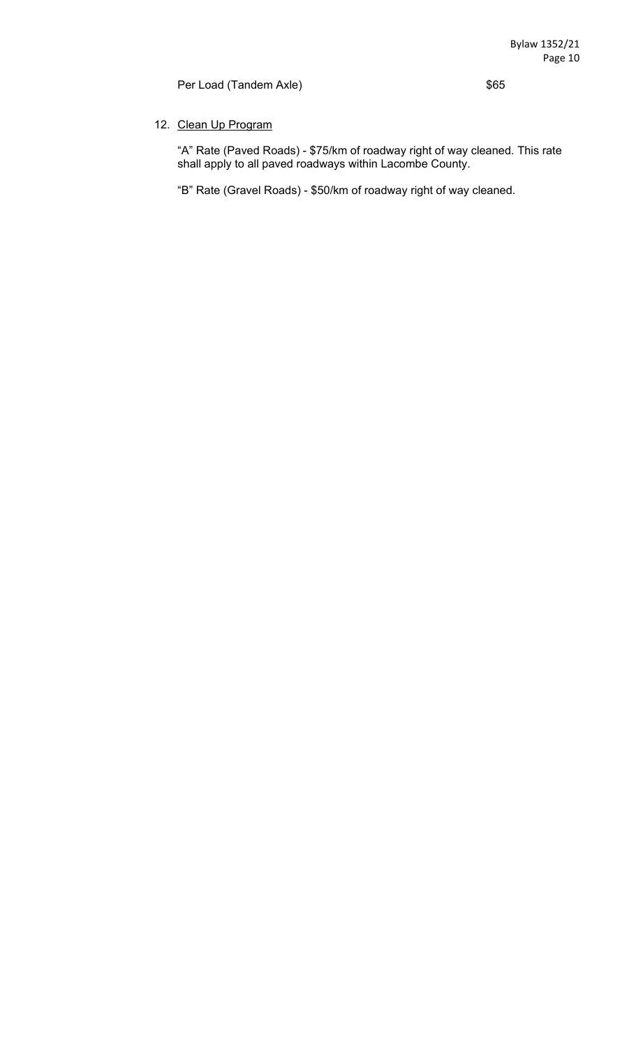Per Load (Tandem Axle) $65

12. <u>Clean Up Program</u>

    "A" Rate (Paved Roads) - $75/km of roadway right of way cleaned. This rate shall apply to all paved roadways within Lacombe County.

    "B" Rate (Gravel Roads) - $50/km of roadway right of way cleaned.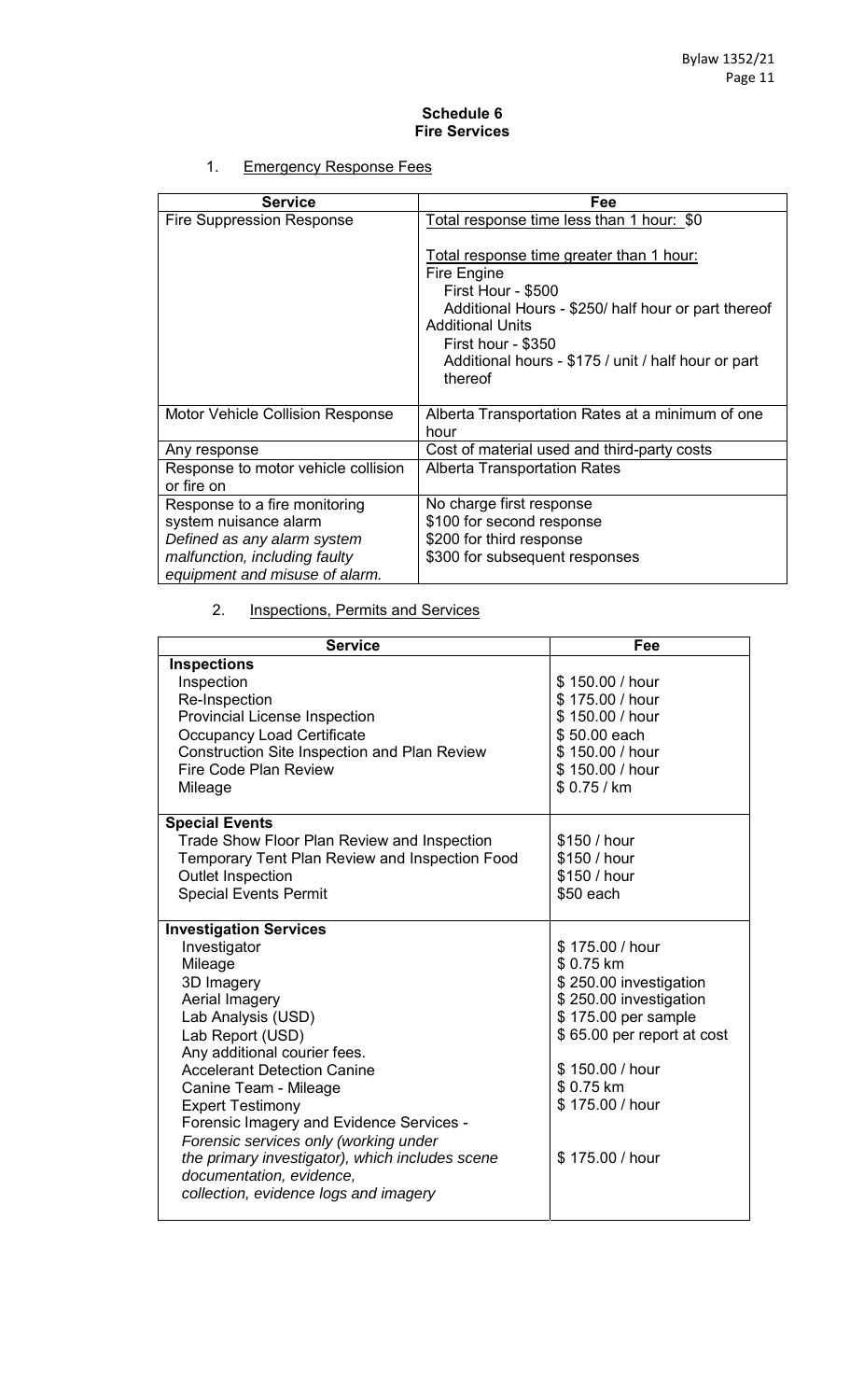## Schedule 6
## Fire Services

1. Emergency Response Fees

| Service | Fee |
|---|---|
| Fire Suppression Response | Total response time less than 1 hour: $0<br><br>Total response time greater than 1 hour:<br>Fire Engine<br>First Hour - $500<br>Additional Hours - $250/ half hour or part thereof<br>Additional Units<br>First hour - $350<br>Additional hours - $175 / unit / half hour or part thereof |
| Motor Vehicle Collision Response | Alberta Transportation Rates at a minimum of one hour |
| Any response | Cost of material used and third-party costs |
| Response to motor vehicle collision or fire on | Alberta Transportation Rates |
| Response to a fire monitoring system nuisance alarm<br>*Defined as any alarm system malfunction, including faulty equipment and misuse of alarm.* | No charge first response<br>$100 for second response<br>$200 for third response<br>$300 for subsequent responses |

2. Inspections, Permits and Services

| Service | Fee |
|---|---|
| **Inspections** | |
| Inspection | $ 150.00 / hour |
| Re-Inspection | $ 175.00 / hour |
| Provincial License Inspection | $ 150.00 / hour |
| Occupancy Load Certificate | $ 50.00 each |
| Construction Site Inspection and Plan Review | $ 150.00 / hour |
| Fire Code Plan Review | $ 150.00 / hour |
| Mileage | $ 0.75 / km |
| **Special Events** | |
| Trade Show Floor Plan Review and Inspection | $150 / hour |
| Temporary Tent Plan Review and Inspection Food | $150 / hour |
| Outlet Inspection | $150 / hour |
| Special Events Permit | $50 each |
| **Investigation Services** | |
| Investigator | $ 175.00 / hour |
| Mileage | $ 0.75 km |
| 3D Imagery | $ 250.00 investigation |
| Aerial Imagery | $ 250.00 investigation |
| Lab Analysis (USD) | $ 175.00 per sample |
| Lab Report (USD) | $ 65.00 per report at cost |
| Any additional courier fees. | |
| Accelerant Detection Canine | $ 150.00 / hour |
| Canine Team - Mileage | $ 0.75 km |
| Expert Testimony | $ 175.00 / hour |
| Forensic Imagery and Evidence Services - *Forensic services only (working under the primary investigator), which includes scene documentation, evidence, collection, evidence logs and imagery* | $ 175.00 / hour |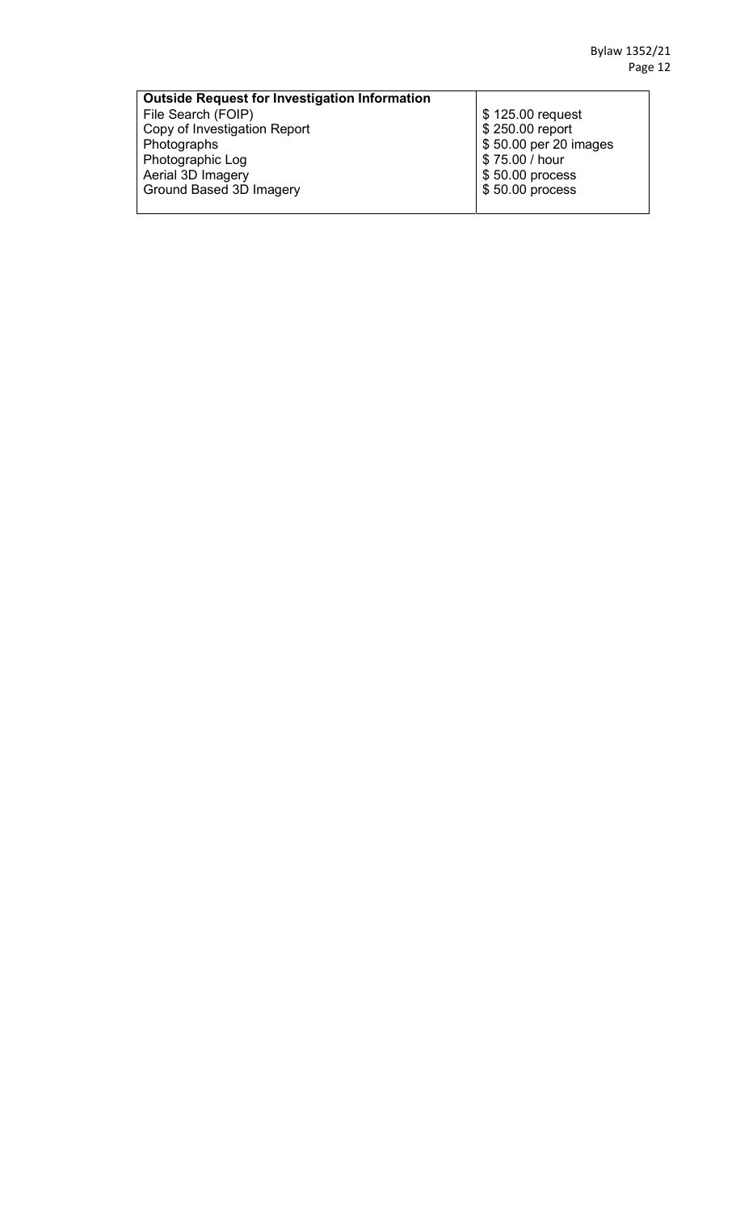| Outside Request for Investigation Information | |
|---|---|
| File Search (FOIP) | $ 125.00 request |
| Copy of Investigation Report | $ 250.00 report |
| Photographs | $ 50.00 per 20 images |
| Photographic Log | $ 75.00 / hour |
| Aerial 3D Imagery | $ 50.00 process |
| Ground Based 3D Imagery | $ 50.00 process |